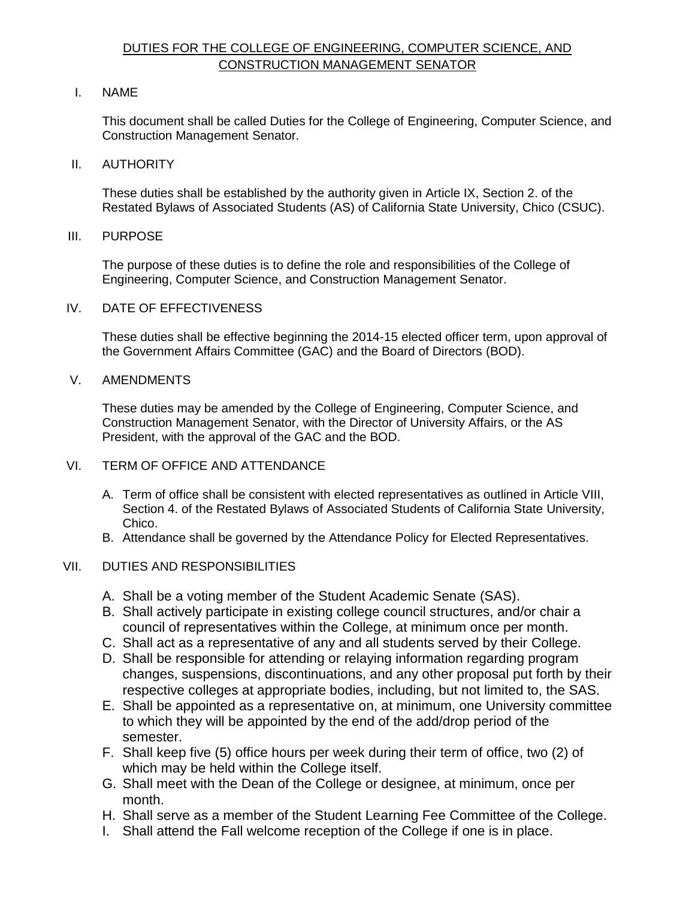# DUTIES FOR THE COLLEGE OF ENGINEERING, COMPUTER SCIENCE, AND CONSTRUCTION MANAGEMENT SENATOR

## I. NAME

This document shall be called Duties for the College of Engineering, Computer Science, and Construction Management Senator.

## II. AUTHORITY

These duties shall be established by the authority given in Article IX, Section 2. of the Restated Bylaws of Associated Students (AS) of California State University, Chico (CSUC).

## III. PURPOSE

The purpose of these duties is to define the role and responsibilities of the College of Engineering, Computer Science, and Construction Management Senator.

## IV. DATE OF EFFECTIVENESS

These duties shall be effective beginning the 2014-15 elected officer term, upon approval of the Government Affairs Committee (GAC) and the Board of Directors (BOD).

## V. AMENDMENTS

These duties may be amended by the College of Engineering, Computer Science, and Construction Management Senator, with the Director of University Affairs, or the AS President, with the approval of the GAC and the BOD.

## VI. TERM OF OFFICE AND ATTENDANCE

A. Term of office shall be consistent with elected representatives as outlined in Article VIII, Section 4. of the Restated Bylaws of Associated Students of California State University, Chico.
B. Attendance shall be governed by the Attendance Policy for Elected Representatives.

## VII. DUTIES AND RESPONSIBILITIES

A. Shall be a voting member of the Student Academic Senate (SAS).
B. Shall actively participate in existing college council structures, and/or chair a council of representatives within the College, at minimum once per month.
C. Shall act as a representative of any and all students served by their College.
D. Shall be responsible for attending or relaying information regarding program changes, suspensions, discontinuations, and any other proposal put forth by their respective colleges at appropriate bodies, including, but not limited to, the SAS.
E. Shall be appointed as a representative on, at minimum, one University committee to which they will be appointed by the end of the add/drop period of the semester.
F. Shall keep five (5) office hours per week during their term of office, two (2) of which may be held within the College itself.
G. Shall meet with the Dean of the College or designee, at minimum, once per month.
H. Shall serve as a member of the Student Learning Fee Committee of the College.
I. Shall attend the Fall welcome reception of the College if one is in place.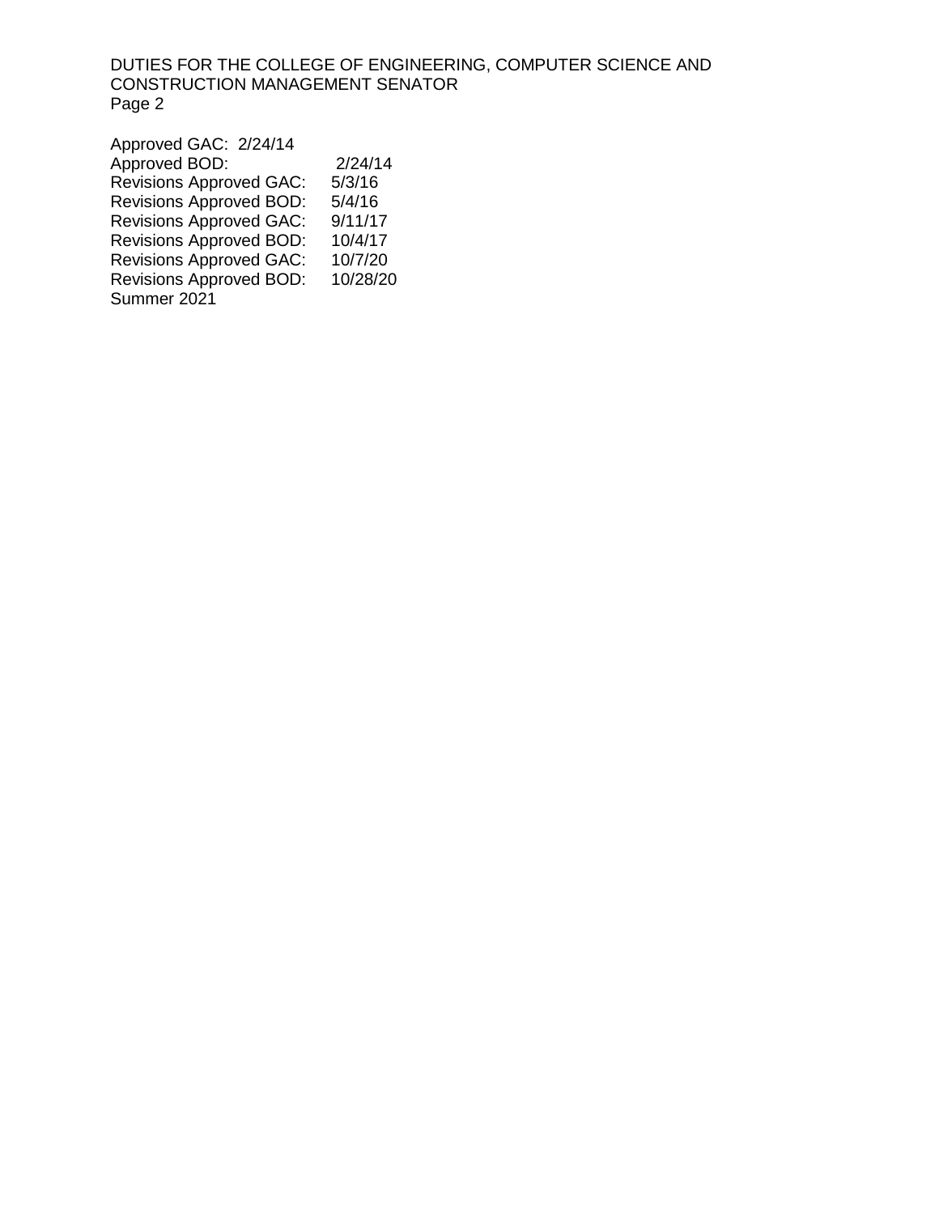Approved GAC: 2/24/14
Approved BOD: 2/24/14
Revisions Approved GAC: 5/3/16
Revisions Approved BOD: 5/4/16
Revisions Approved GAC: 9/11/17
Revisions Approved BOD: 10/4/17
Revisions Approved GAC: 10/7/20
Revisions Approved BOD: 10/28/20
Summer 2021